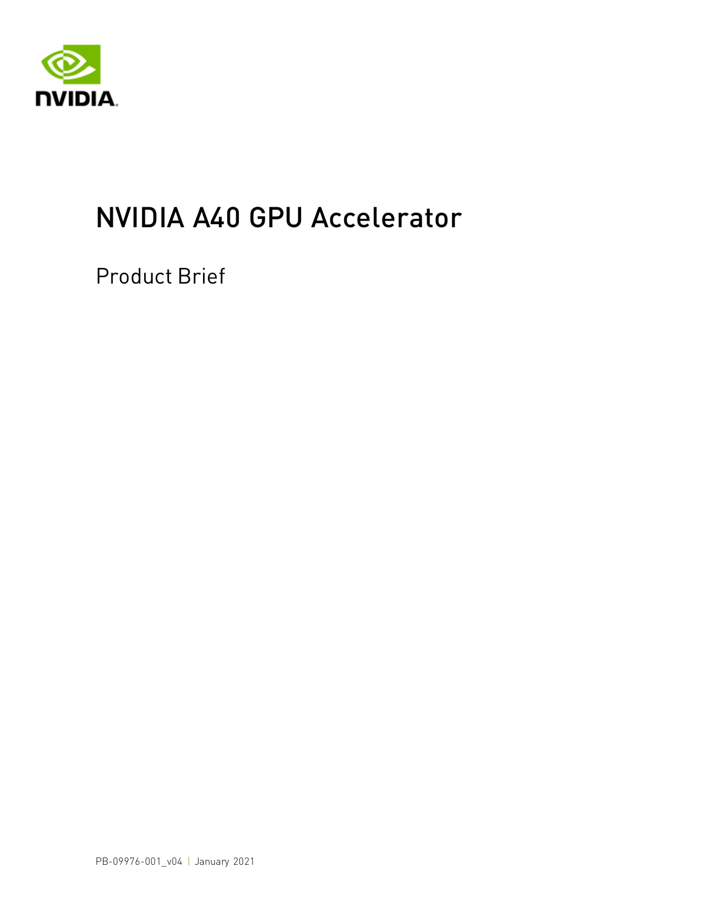# NVIDIA A40 GPU Accelerator

Product Brief

PB-09976-001_v04 | January 2021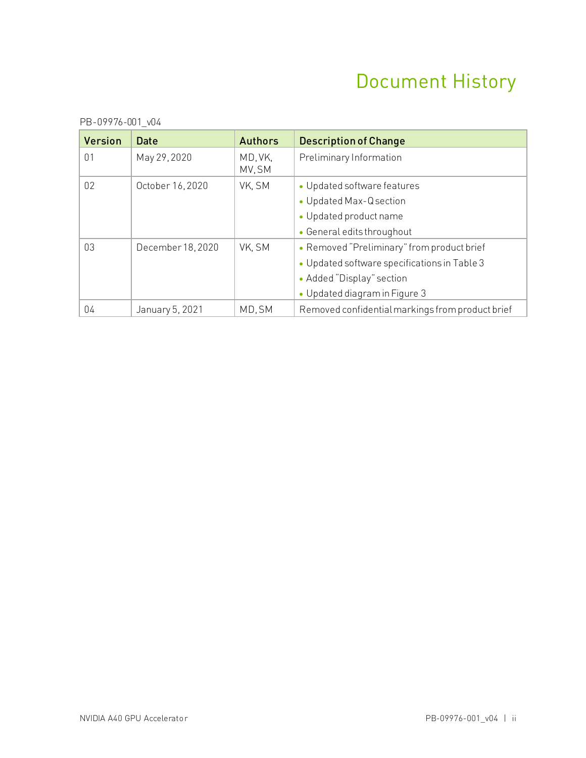# Document History

PB-09976-001_v04

| Version | Date | Authors | Description of Change |
|---|---|---|---|
| 01 | May 29, 2020 | MD, VK, MV, SM | Preliminary Information |
| 02 | October 16, 2020 | VK, SM | • Updated software features<br>• Updated Max-Q section<br>• Updated product name<br>• General edits throughout |
| 03 | December 18, 2020 | VK, SM | • Removed "Preliminary" from product brief<br>• Updated software specifications in Table 3<br>• Added "Display" section<br>• Updated diagram in Figure 3 |
| 04 | January 5, 2021 | MD, SM | Removed confidential markings from product brief |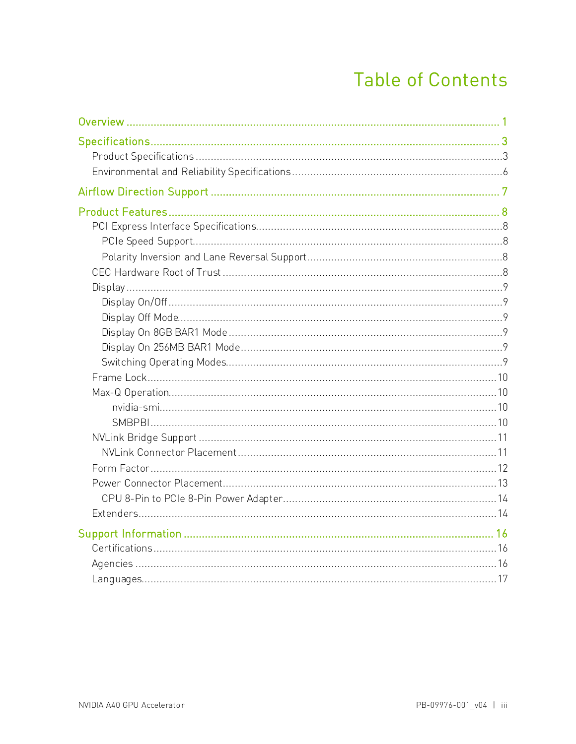# Table of Contents

Overview ........................................................................................................ 1

Specifications ................................................................................................... 3

- Product Specifications ........................................................................................ 3
- Environmental and Reliability Specifications ................................................................ 6

Airflow Direction Support ...................................................................................... 7

Product Features ................................................................................................. 8

- PCI Express Interface Specifications ........................................................................ 8
  - PCIe Speed Support ........................................................................................ 8
  - Polarity Inversion and Lane Reversal Support ............................................................. 8
- CEC Hardware Root of Trust ................................................................................... 8
- Display ........................................................................................................ 9
  - Display On/Off ............................................................................................. 9
  - Display Off Mode ........................................................................................... 9
  - Display On 8GB BAR1 Mode .................................................................................. 9
  - Display On 256MB BAR1 Mode ................................................................................ 9
  - Switching Operating Modes .................................................................................. 9
- Frame Lock .................................................................................................... 10
- Max-Q Operation ............................................................................................... 10
  - nvidia-smi ................................................................................................. 10
  - SMBPBI ..................................................................................................... 10
- NVLink Bridge Support ......................................................................................... 11
  - NVLink Connector Placement ................................................................................. 11
- Form Factor .................................................................................................... 12
- Power Connector Placement ..................................................................................... 13
  - CPU 8-Pin to PCIe 8-Pin Power Adapter ...................................................................... 14
- Extenders ...................................................................................................... 14

Support Information ............................................................................................. 16

- Certifications ................................................................................................. 16
- Agencies ....................................................................................................... 16
- Languages ...................................................................................................... 17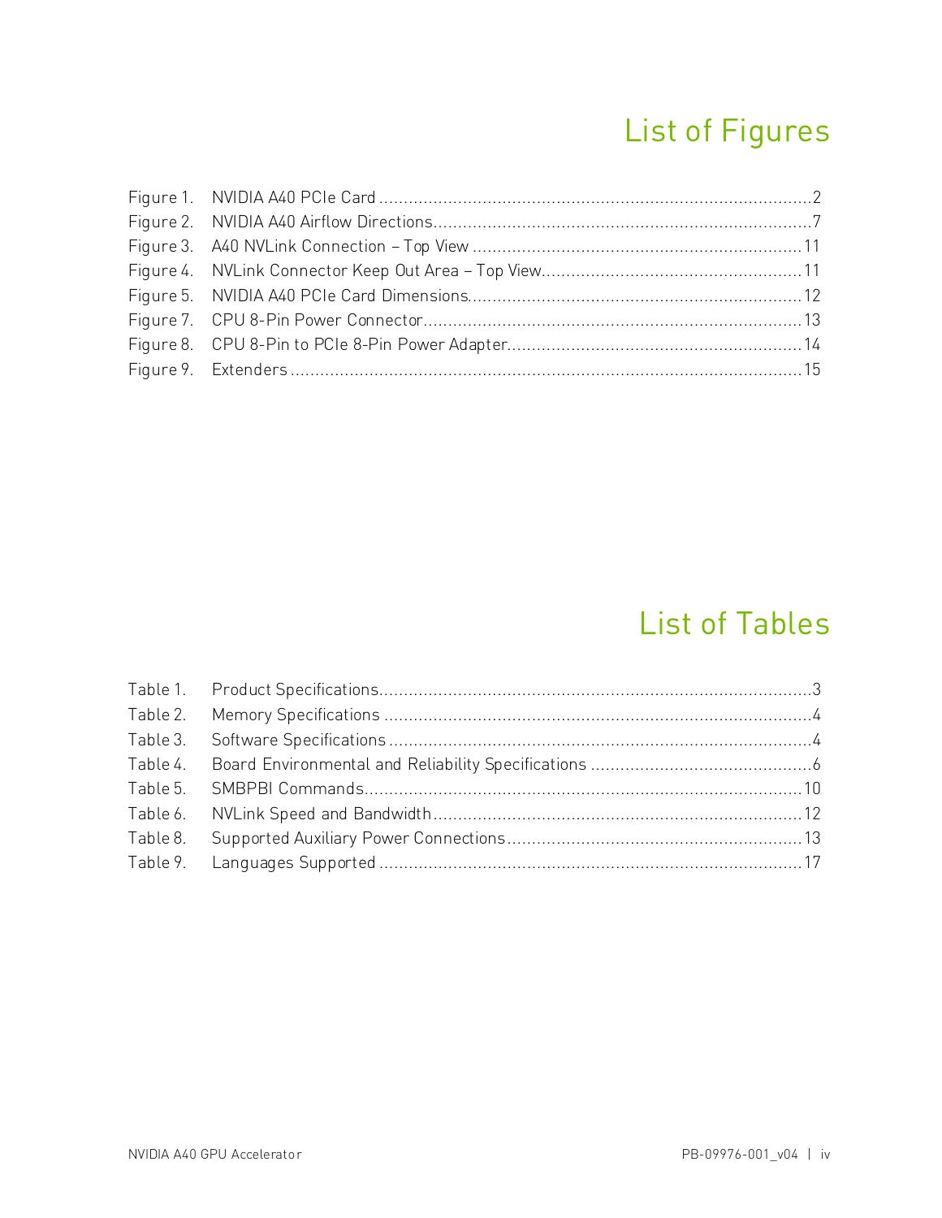# List of Figures

Figure 1. NVIDIA A40 PCIe Card ........................................................................................2
Figure 2. NVIDIA A40 Airflow Directions..............................................................................7
Figure 3. A40 NVLink Connection – Top View ....................................................................11
Figure 4. NVLink Connector Keep Out Area – Top View......................................................11
Figure 5. NVIDIA A40 PCIe Card Dimensions.....................................................................12
Figure 7. CPU 8-Pin Power Connector..............................................................................13
Figure 8. CPU 8-Pin to PCIe 8-Pin Power Adapter.............................................................14
Figure 9. Extenders .........................................................................................................15

# List of Tables

Table 1. Product Specifications.........................................................................................3
Table 2. Memory Specifications ........................................................................................4
Table 3. Software Specifications .......................................................................................4
Table 4. Board Environmental and Reliability Specifications ..............................................6
Table 5. SMBPBI Commands..........................................................................................10
Table 6. NVLink Speed and Bandwidth ............................................................................12
Table 8. Supported Auxiliary Power Connections .............................................................13
Table 9. Languages Supported .......................................................................................17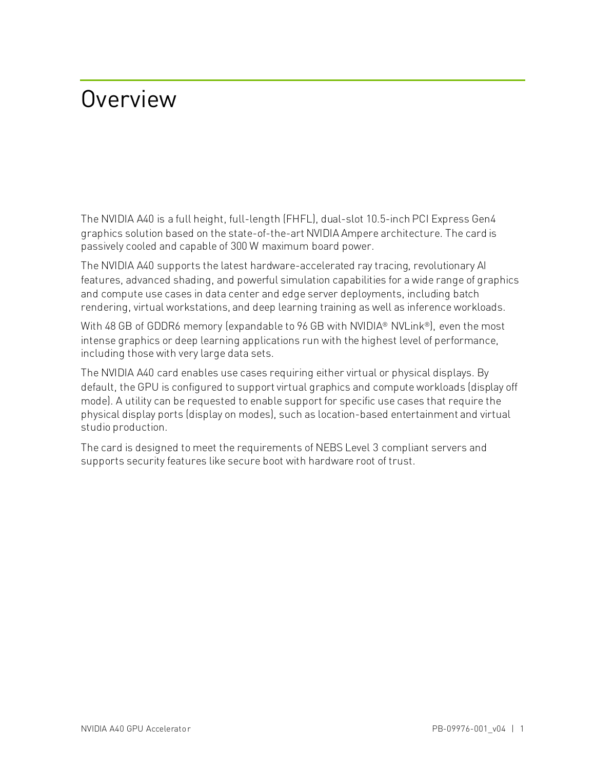# Overview

The NVIDIA A40 is a full height, full-length (FHFL), dual-slot 10.5-inch PCI Express Gen4 graphics solution based on the state-of-the-art NVIDIA Ampere architecture. The card is passively cooled and capable of 300 W maximum board power.

The NVIDIA A40 supports the latest hardware-accelerated ray tracing, revolutionary AI features, advanced shading, and powerful simulation capabilities for a wide range of graphics and compute use cases in data center and edge server deployments, including batch rendering, virtual workstations, and deep learning training as well as inference workloads.

With 48 GB of GDDR6 memory (expandable to 96 GB with NVIDIA® NVLink®), even the most intense graphics or deep learning applications run with the highest level of performance, including those with very large data sets.

The NVIDIA A40 card enables use cases requiring either virtual or physical displays. By default, the GPU is configured to support virtual graphics and compute workloads (display off mode). A utility can be requested to enable support for specific use cases that require the physical display ports (display on modes), such as location-based entertainment and virtual studio production.

The card is designed to meet the requirements of NEBS Level 3 compliant servers and supports security features like secure boot with hardware root of trust.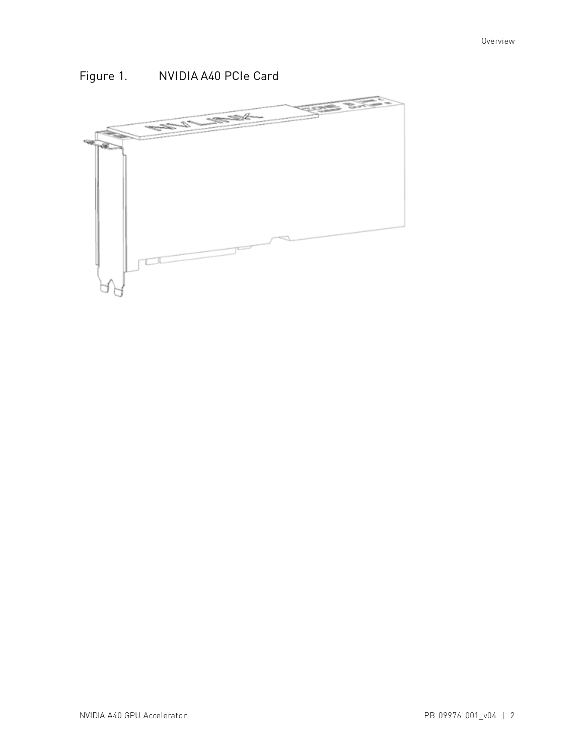Figure 1. NVIDIA A40 PCIe Card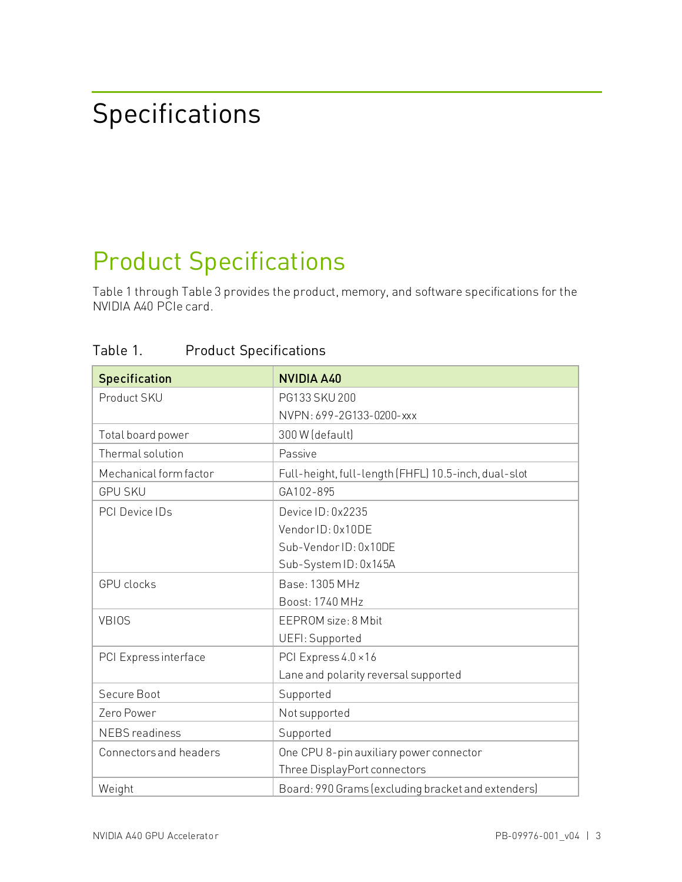# Specifications

## Product Specifications

Table 1 through Table 3 provides the product, memory, and software specifications for the NVIDIA A40 PCIe card.

Table 1. Product Specifications

| Specification | NVIDIA A40 |
|---|---|
| Product SKU | PG133 SKU 200<br>NVPN: 699-2G133-0200-xxx |
| Total board power | 300 W (default) |
| Thermal solution | Passive |
| Mechanical form factor | Full-height, full-length (FHFL) 10.5-inch, dual-slot |
| GPU SKU | GA102-895 |
| PCI Device IDs | Device ID: 0x2235<br>Vendor ID: 0x10DE<br>Sub-Vendor ID: 0x10DE<br>Sub-System ID: 0x145A |
| GPU clocks | Base: 1305 MHz<br>Boost: 1740 MHz |
| VBIOS | EEPROM size: 8 Mbit<br>UEFI: Supported |
| PCI Express interface | PCI Express 4.0 ×16<br>Lane and polarity reversal supported |
| Secure Boot | Supported |
| Zero Power | Not supported |
| NEBS readiness | Supported |
| Connectors and headers | One CPU 8-pin auxiliary power connector<br>Three DisplayPort connectors |
| Weight | Board: 990 Grams (excluding bracket and extenders) |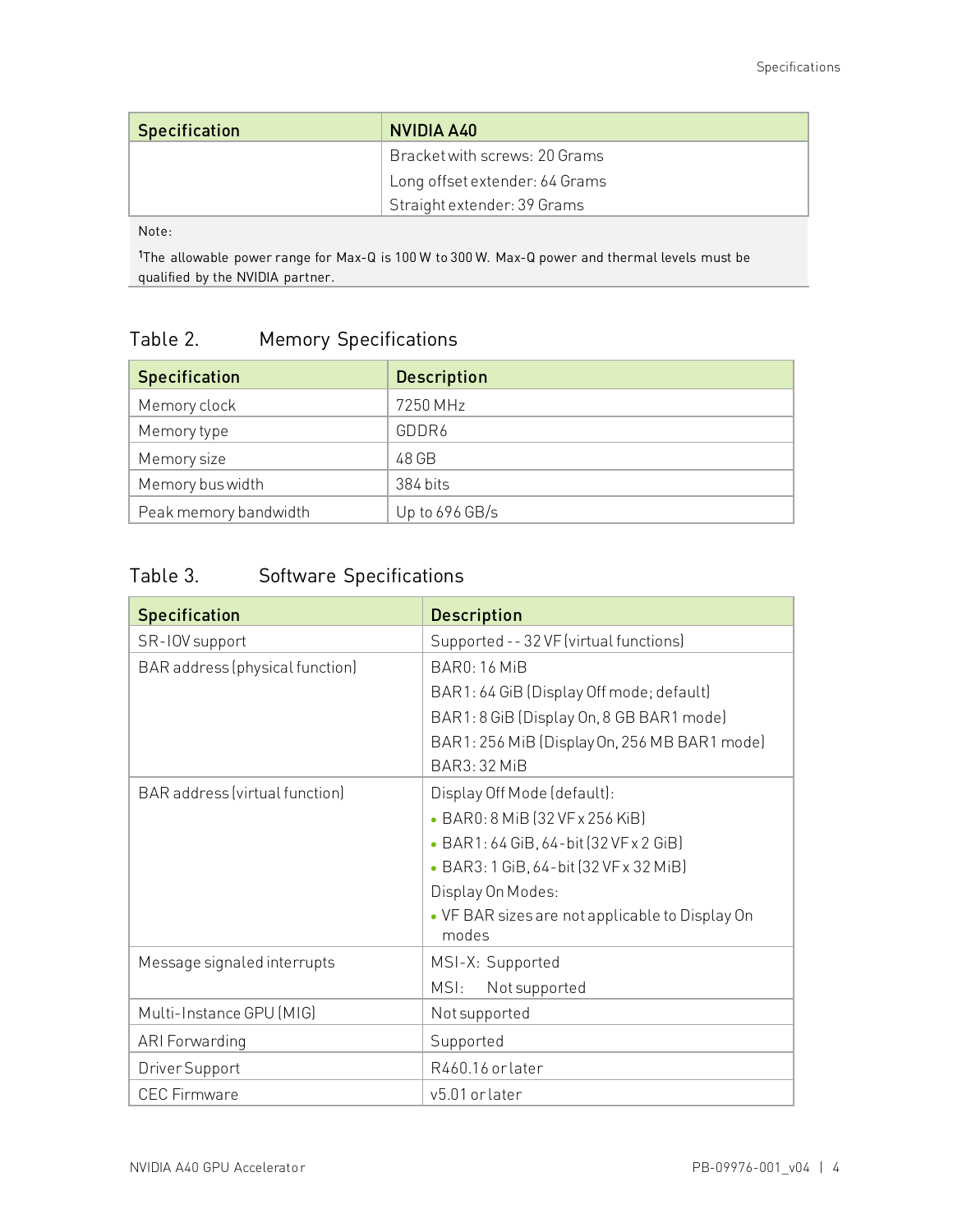| Specification | NVIDIA A40 |
| --- | --- |
| | Bracket with screws: 20 Grams<br>Long offset extender: 64 Grams<br>Straight extender: 39 Grams |

Note:

[1]The allowable power range for Max-Q is 100 W to 300 W. Max-Q power and thermal levels must be qualified by the NVIDIA partner.

## Table 2. Memory Specifications

| Specification | Description |
| --- | --- |
| Memory clock | 7250 MHz |
| Memory type | GDDR6 |
| Memory size | 48 GB |
| Memory bus width | 384 bits |
| Peak memory bandwidth | Up to 696 GB/s |

## Table 3. Software Specifications

| Specification | Description |
| --- | --- |
| SR-IOV support | Supported -- 32 VF (virtual functions) |
| BAR address (physical function) | BAR0: 16 MiB<br>BAR1: 64 GiB (Display Off mode; default)<br>BAR1: 8 GiB (Display On, 8 GB BAR1 mode)<br>BAR1: 256 MiB (Display On, 256 MB BAR1 mode)<br>BAR3: 32 MiB |
| BAR address (virtual function) | Display Off Mode (default):<br>• BAR0: 8 MiB (32 VF x 256 KiB)<br>• BAR1: 64 GiB, 64-bit (32 VF x 2 GiB)<br>• BAR3: 1 GiB, 64-bit (32 VF x 32 MiB)<br>Display On Modes:<br>• VF BAR sizes are not applicable to Display On modes |
| Message signaled interrupts | MSI-X: Supported<br>MSI: Not supported |
| Multi-Instance GPU (MIG) | Not supported |
| ARI Forwarding | Supported |
| Driver Support | R460.16 or later |
| CEC Firmware | v5.01 or later |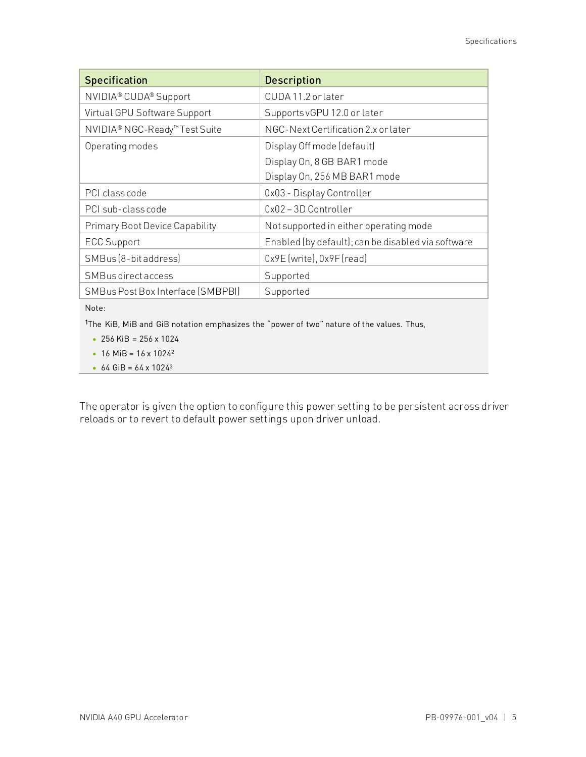| Specification | Description |
| --- | --- |
| NVIDIA® CUDA® Support | CUDA 11.2 or later |
| Virtual GPU Software Support | Supports vGPU 12.0 or later |
| NVIDIA® NGC-Ready™ Test Suite | NGC-Next Certification 2.x or later |
| Operating modes | Display Off mode (default)<br>Display On, 8 GB BAR1 mode<br>Display On, 256 MB BAR1 mode |
| PCI class code | 0x03 - Display Controller |
| PCI sub-class code | 0x02 – 3D Controller |
| Primary Boot Device Capability | Not supported in either operating mode |
| ECC Support | Enabled (by default); can be disabled via software |
| SMBus (8-bit address) | 0x9E (write), 0x9F (read) |
| SMBus direct access | Supported |
| SMBus Post Box Interface (SMBPBI) | Supported |

Note:

[1]The KiB, MiB and GiB notation emphasizes the "power of two" nature of the values. Thus,

- 256 KiB = 256 x 1024
- 16 MiB = 16 x $1024^2$
- 64 GiB = 64 x $1024^3$

The operator is given the option to configure this power setting to be persistent across driver reloads or to revert to default power settings upon driver unload.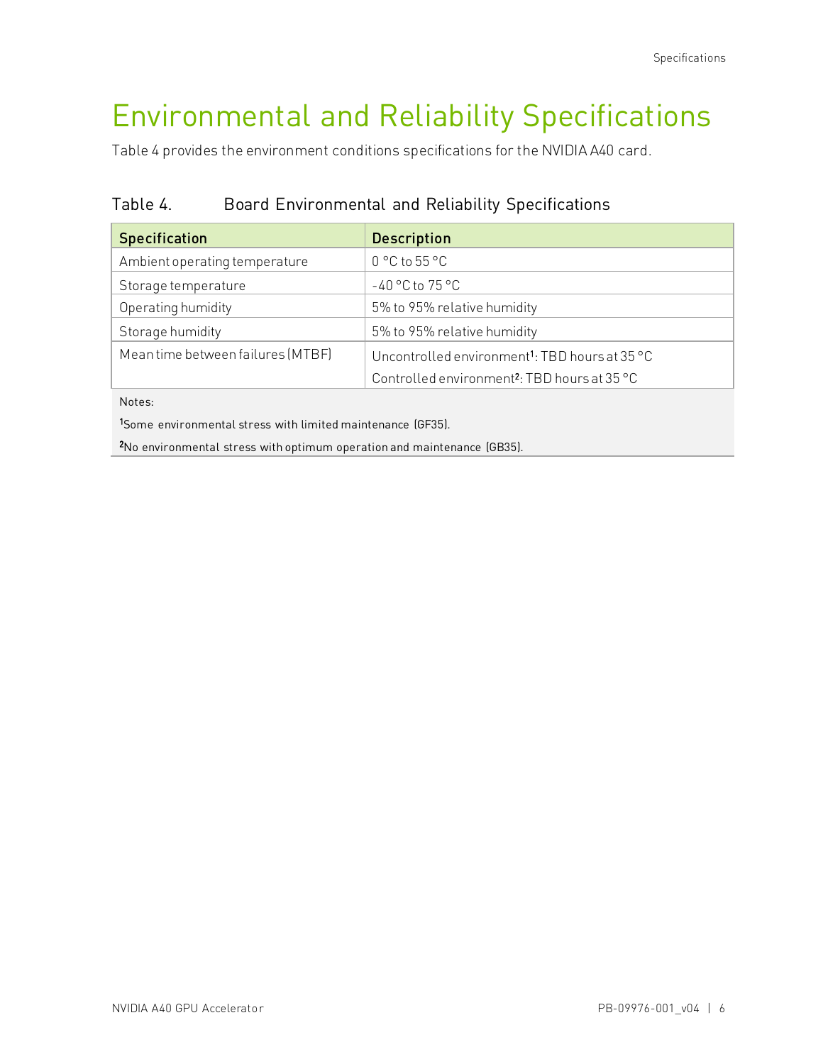# Environmental and Reliability Specifications

Table 4 provides the environment conditions specifications for the NVIDIA A40 card.

Table 4. Board Environmental and Reliability Specifications

| Specification | Description |
|---|---|
| Ambient operating temperature | 0 °C to 55 °C |
| Storage temperature | -40 °C to 75 °C |
| Operating humidity | 5% to 95% relative humidity |
| Storage humidity | 5% to 95% relative humidity |
| Mean time between failures (MTBF) | Uncontrolled environment[1]: TBD hours at 35 °C<br>Controlled environment[2]: TBD hours at 35 °C |

Notes:

[1]Some environmental stress with limited maintenance (GF35).

[2]No environmental stress with optimum operation and maintenance (GB35).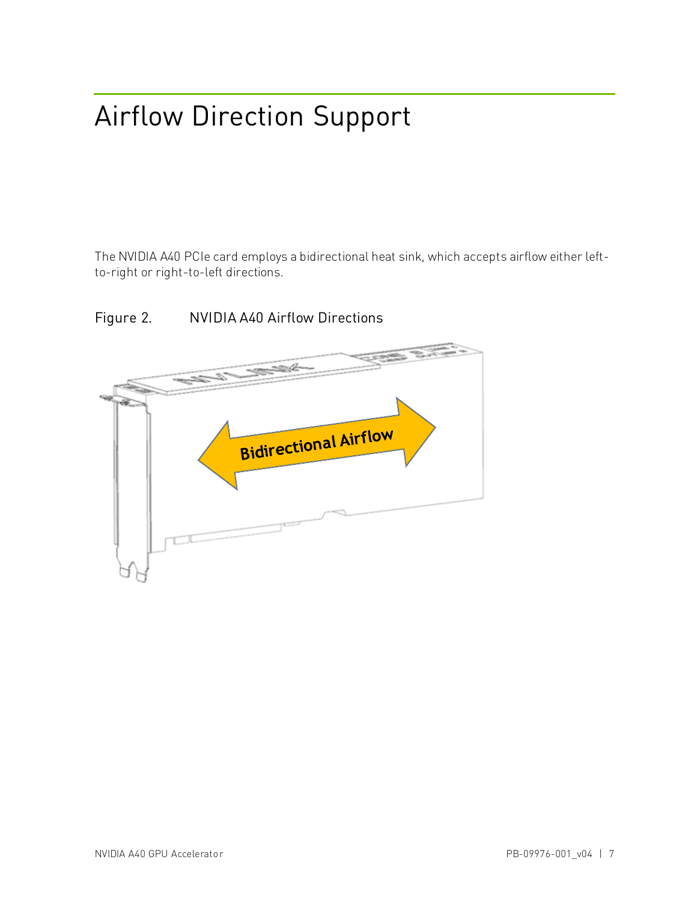# Airflow Direction Support

The NVIDIA A40 PCIe card employs a bidirectional heat sink, which accepts airflow either left-to-right or right-to-left directions.

Figure 2. NVIDIA A40 Airflow Directions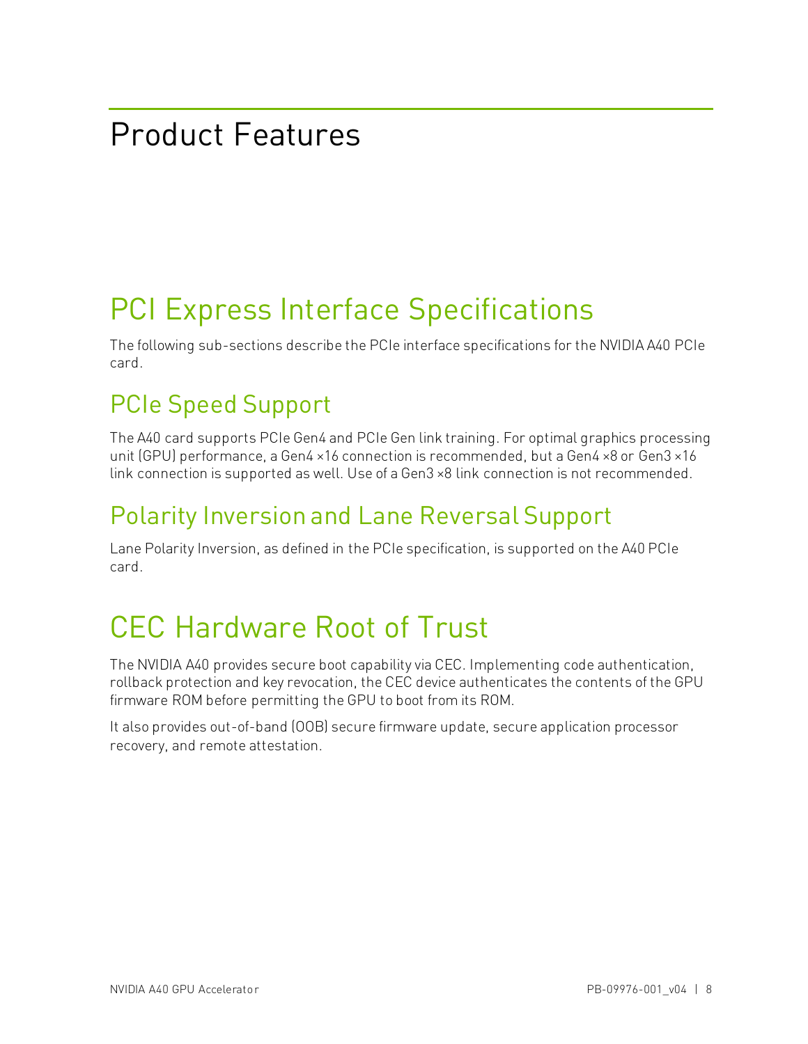# Product Features

## PCI Express Interface Specifications

The following sub-sections describe the PCIe interface specifications for the NVIDIA A40 PCIe card.

### PCIe Speed Support

The A40 card supports PCIe Gen4 and PCIe Gen link training. For optimal graphics processing unit (GPU) performance, a Gen4 ×16 connection is recommended, but a Gen4 ×8 or Gen3 ×16 link connection is supported as well. Use of a Gen3 ×8 link connection is not recommended.

### Polarity Inversion and Lane Reversal Support

Lane Polarity Inversion, as defined in the PCIe specification, is supported on the A40 PCIe card.

## CEC Hardware Root of Trust

The NVIDIA A40 provides secure boot capability via CEC. Implementing code authentication, rollback protection and key revocation, the CEC device authenticates the contents of the GPU firmware ROM before permitting the GPU to boot from its ROM.

It also provides out-of-band (OOB) secure firmware update, secure application processor recovery, and remote attestation.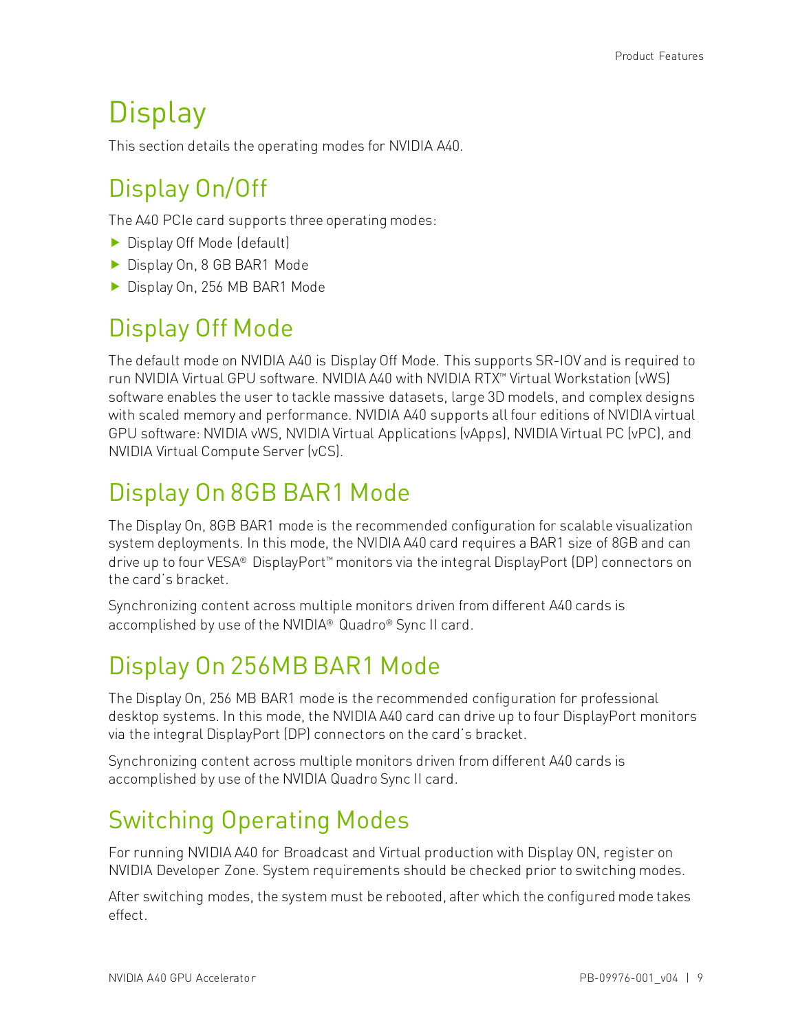# Display

This section details the operating modes for NVIDIA A40.

## Display On/Off

The A40 PCIe card supports three operating modes:

- Display Off Mode (default)
- Display On, 8 GB BAR1 Mode
- Display On, 256 MB BAR1 Mode

## Display Off Mode

The default mode on NVIDIA A40 is Display Off Mode. This supports SR-IOV and is required to run NVIDIA Virtual GPU software. NVIDIA A40 with NVIDIA RTX™ Virtual Workstation (vWS) software enables the user to tackle massive datasets, large 3D models, and complex designs with scaled memory and performance. NVIDIA A40 supports all four editions of NVIDIA virtual GPU software: NVIDIA vWS, NVIDIA Virtual Applications (vApps), NVIDIA Virtual PC (vPC), and NVIDIA Virtual Compute Server (vCS).

## Display On 8GB BAR1 Mode

The Display On, 8GB BAR1 mode is the recommended configuration for scalable visualization system deployments. In this mode, the NVIDIA A40 card requires a BAR1 size of 8GB and can drive up to four VESA® DisplayPort™ monitors via the integral DisplayPort (DP) connectors on the card's bracket.

Synchronizing content across multiple monitors driven from different A40 cards is accomplished by use of the NVIDIA® Quadro® Sync II card.

## Display On 256MB BAR1 Mode

The Display On, 256 MB BAR1 mode is the recommended configuration for professional desktop systems. In this mode, the NVIDIA A40 card can drive up to four DisplayPort monitors via the integral DisplayPort (DP) connectors on the card's bracket.

Synchronizing content across multiple monitors driven from different A40 cards is accomplished by use of the NVIDIA Quadro Sync II card.

## Switching Operating Modes

For running NVIDIA A40 for Broadcast and Virtual production with Display ON, register on NVIDIA Developer Zone. System requirements should be checked prior to switching modes.

After switching modes, the system must be rebooted, after which the configured mode takes effect.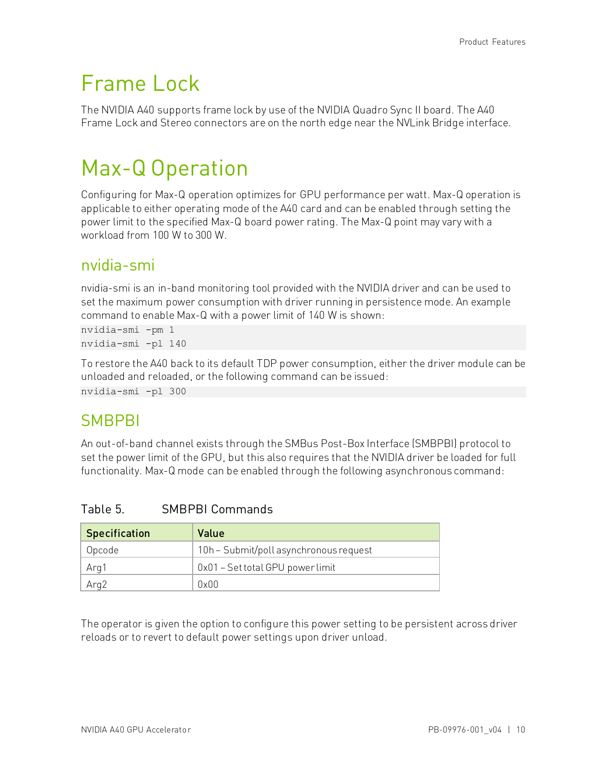# Frame Lock

The NVIDIA A40 supports frame lock by use of the NVIDIA Quadro Sync II board. The A40 Frame Lock and Stereo connectors are on the north edge near the NVLink Bridge interface.

# Max-Q Operation

Configuring for Max-Q operation optimizes for GPU performance per watt. Max-Q operation is applicable to either operating mode of the A40 card and can be enabled through setting the power limit to the specified Max-Q board power rating. The Max-Q point may vary with a workload from 100 W to 300 W.

## nvidia-smi

nvidia-smi is an in-band monitoring tool provided with the NVIDIA driver and can be used to set the maximum power consumption with driver running in persistence mode. An example command to enable Max-Q with a power limit of 140 W is shown:

```
nvidia-smi -pm 1
nvidia-smi -pl 140
```

To restore the A40 back to its default TDP power consumption, either the driver module can be unloaded and reloaded, or the following command can be issued:

```
nvidia-smi -pl 300
```

## SMBPBI

An out-of-band channel exists through the SMBus Post-Box Interface (SMBPBI) protocol to set the power limit of the GPU, but this also requires that the NVIDIA driver be loaded for full functionality. Max-Q mode can be enabled through the following asynchronous command:

Table 5. SMBPBI Commands

| Specification | Value |
|---|---|
| Opcode | 10h – Submit/poll asynchronous request |
| Arg1 | 0x01 – Set total GPU power limit |
| Arg2 | 0x00 |

The operator is given the option to configure this power setting to be persistent across driver reloads or to revert to default power settings upon driver unload.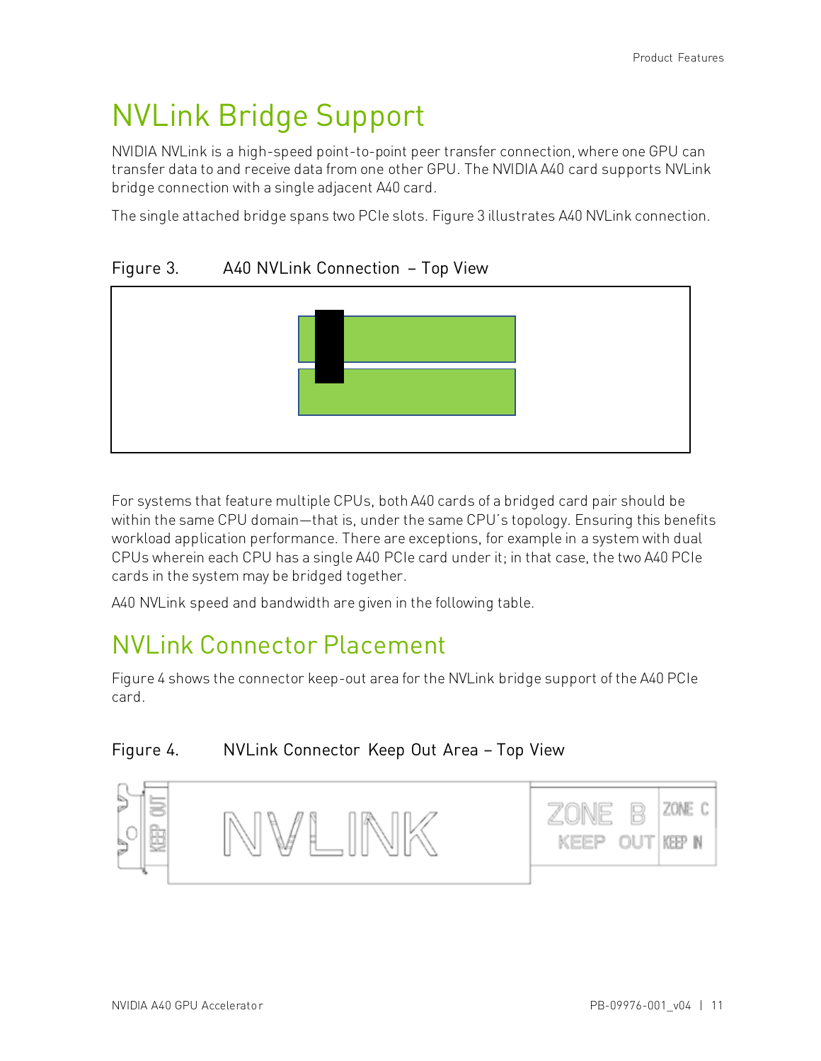# NVLink Bridge Support

NVIDIA NVLink is a high-speed point-to-point peer transfer connection, where one GPU can transfer data to and receive data from one other GPU. The NVIDIA A40 card supports NVLink bridge connection with a single adjacent A40 card.

The single attached bridge spans two PCIe slots. Figure 3 illustrates A40 NVLink connection.

Figure 3. A40 NVLink Connection – Top View

For systems that feature multiple CPUs, both A40 cards of a bridged card pair should be within the same CPU domain—that is, under the same CPU's topology. Ensuring this benefits workload application performance. There are exceptions, for example in a system with dual CPUs wherein each CPU has a single A40 PCIe card under it; in that case, the two A40 PCIe cards in the system may be bridged together.

A40 NVLink speed and bandwidth are given in the following table.

# NVLink Connector Placement

Figure 4 shows the connector keep-out area for the NVLink bridge support of the A40 PCIe card.

Figure 4. NVLink Connector Keep Out Area – Top View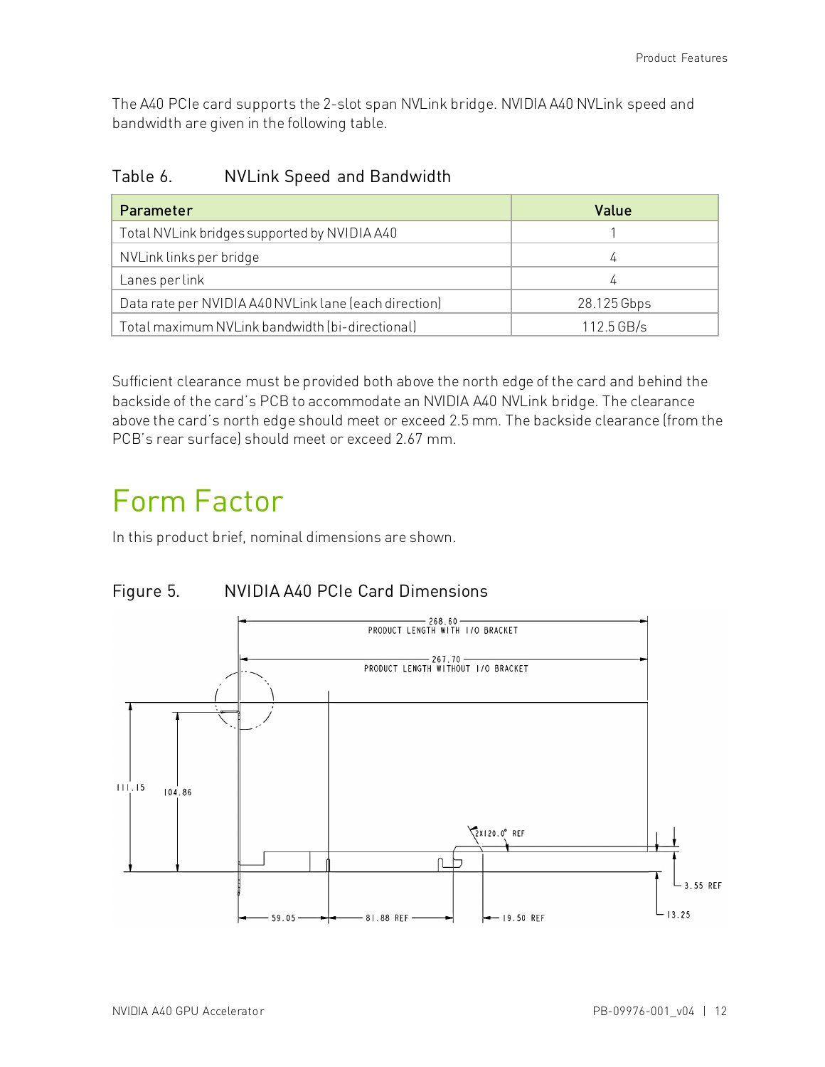The A40 PCIe card supports the 2-slot span NVLink bridge. NVIDIA A40 NVLink speed and bandwidth are given in the following table.

Table 6. NVLink Speed and Bandwidth

| Parameter | Value |
|---|---|
| Total NVLink bridges supported by NVIDIA A40 | 1 |
| NVLink links per bridge | 4 |
| Lanes per link | 4 |
| Data rate per NVIDIA A40 NVLink lane (each direction) | 28.125 Gbps |
| Total maximum NVLink bandwidth (bi-directional) | 112.5 GB/s |

Sufficient clearance must be provided both above the north edge of the card and behind the backside of the card's PCB to accommodate an NVIDIA A40 NVLink bridge. The clearance above the card's north edge should meet or exceed 2.5 mm. The backside clearance (from the PCB's rear surface) should meet or exceed 2.67 mm.

# Form Factor

In this product brief, nominal dimensions are shown.

Figure 5. NVIDIA A40 PCIe Card Dimensions

268.60 PRODUCT LENGTH WITH I/O BRACKET

267.70 PRODUCT LENGTH WITHOUT I/O BRACKET

111.15

104.86

2X120.0° REF

3.55 REF

13.25

59.05

81.88 REF

19.50 REF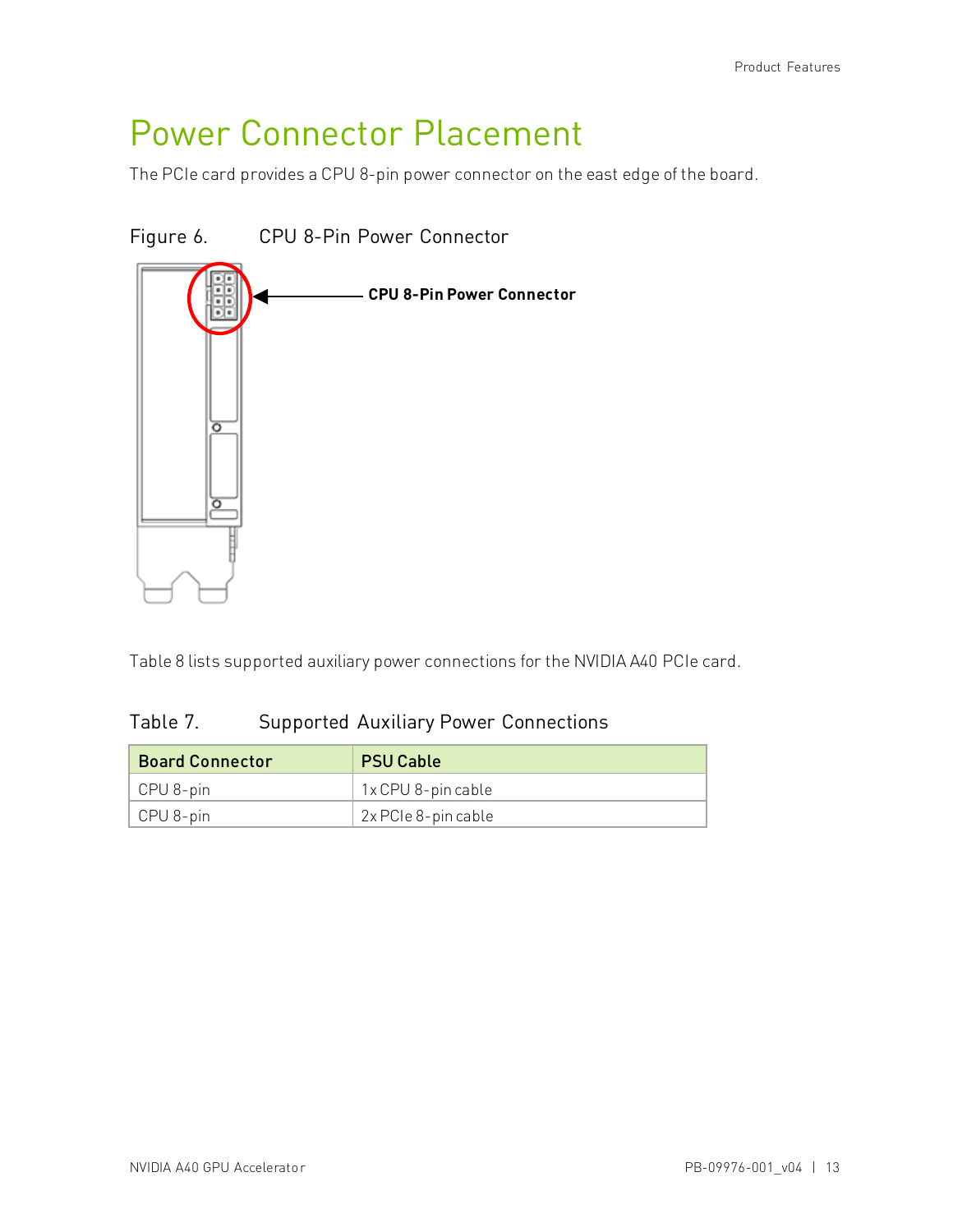# Power Connector Placement

The PCIe card provides a CPU 8-pin power connector on the east edge of the board.

Figure 6. CPU 8-Pin Power Connector

CPU 8-Pin Power Connector

Table 8 lists supported auxiliary power connections for the NVIDIA A40 PCIe card.

Table 7. Supported Auxiliary Power Connections

| Board Connector | PSU Cable |
|---|---|
| CPU 8-pin | 1x CPU 8-pin cable |
| CPU 8-pin | 2x PCIe 8-pin cable |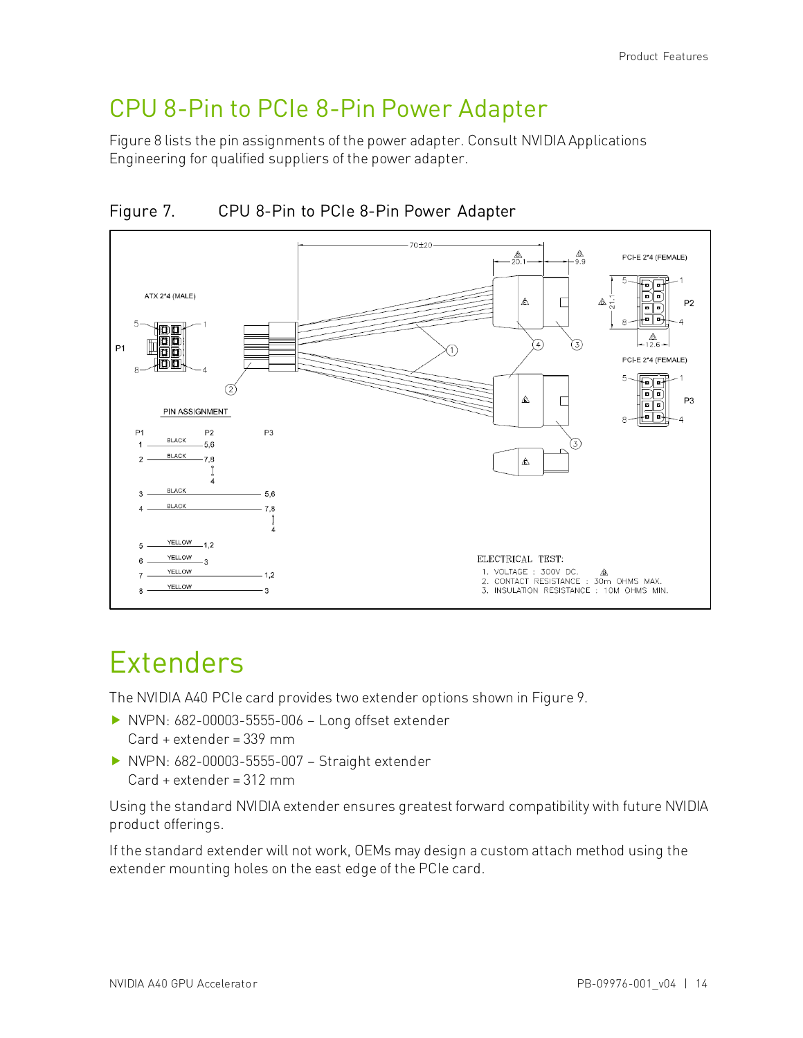## CPU 8-Pin to PCIe 8-Pin Power Adapter

Figure 8 lists the pin assignments of the power adapter. Consult NVIDIA Applications Engineering for qualified suppliers of the power adapter.

Figure 7. CPU 8-Pin to PCIe 8-Pin Power Adapter

PIN ASSIGNMENT

| P1 | Wire | P2 | P3 |
|---|---|---|---|
| 1 | BLACK | 5,6 | |
| 2 | BLACK | 7,8 ↕ 4 | |
| 3 | BLACK | | 5,6 |
| 4 | BLACK | | 7,8 ↕ 4 |
| 5 | YELLOW | 1,2 | |
| 6 | YELLOW | 3 | |
| 7 | YELLOW | | 1,2 |
| 8 | YELLOW | | 3 |

ELECTRICAL TEST:

1. VOLTAGE : 300V DC.
2. CONTACT RESISTANCE : 30m OHMS MAX.
3. INSULATION RESISTANCE : 10M OHMS MIN.

# Extenders

The NVIDIA A40 PCIe card provides two extender options shown in Figure 9.

- NVPN: 682-00003-5555-006 – Long offset extender
  Card + extender = 339 mm
- NVPN: 682-00003-5555-007 – Straight extender
  Card + extender = 312 mm

Using the standard NVIDIA extender ensures greatest forward compatibility with future NVIDIA product offerings.

If the standard extender will not work, OEMs may design a custom attach method using the extender mounting holes on the east edge of the PCIe card.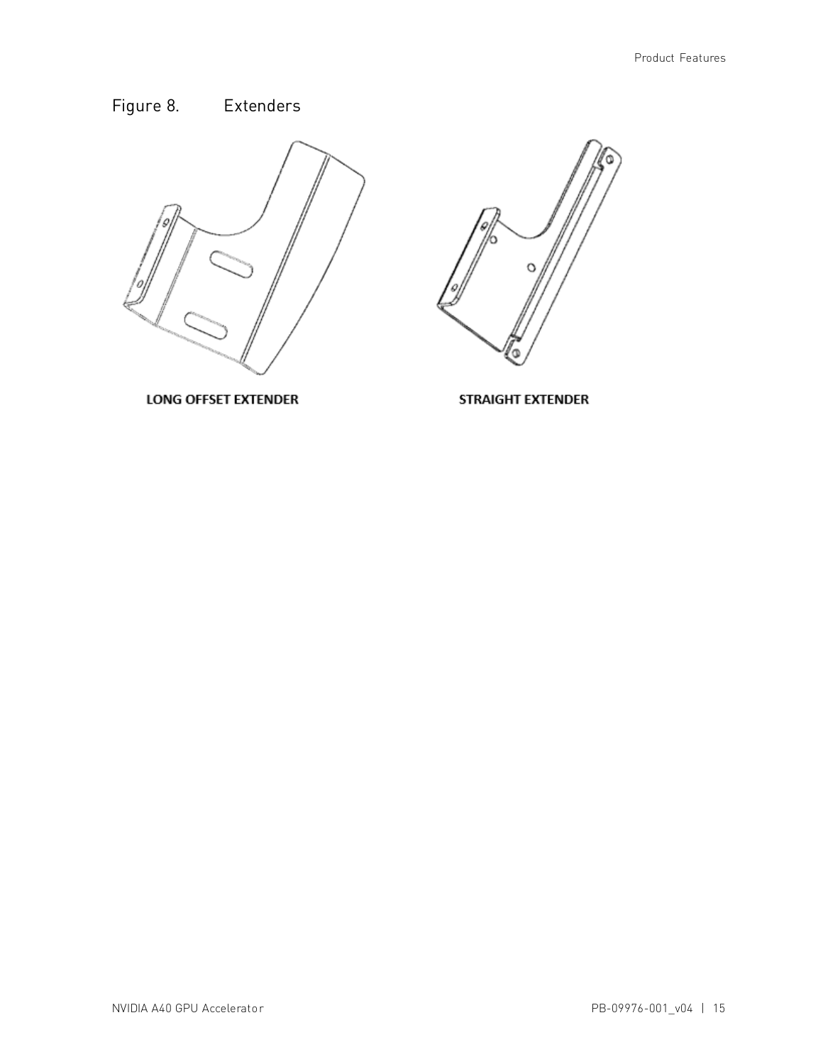Figure 8. Extenders

LONG OFFSET EXTENDER

STRAIGHT EXTENDER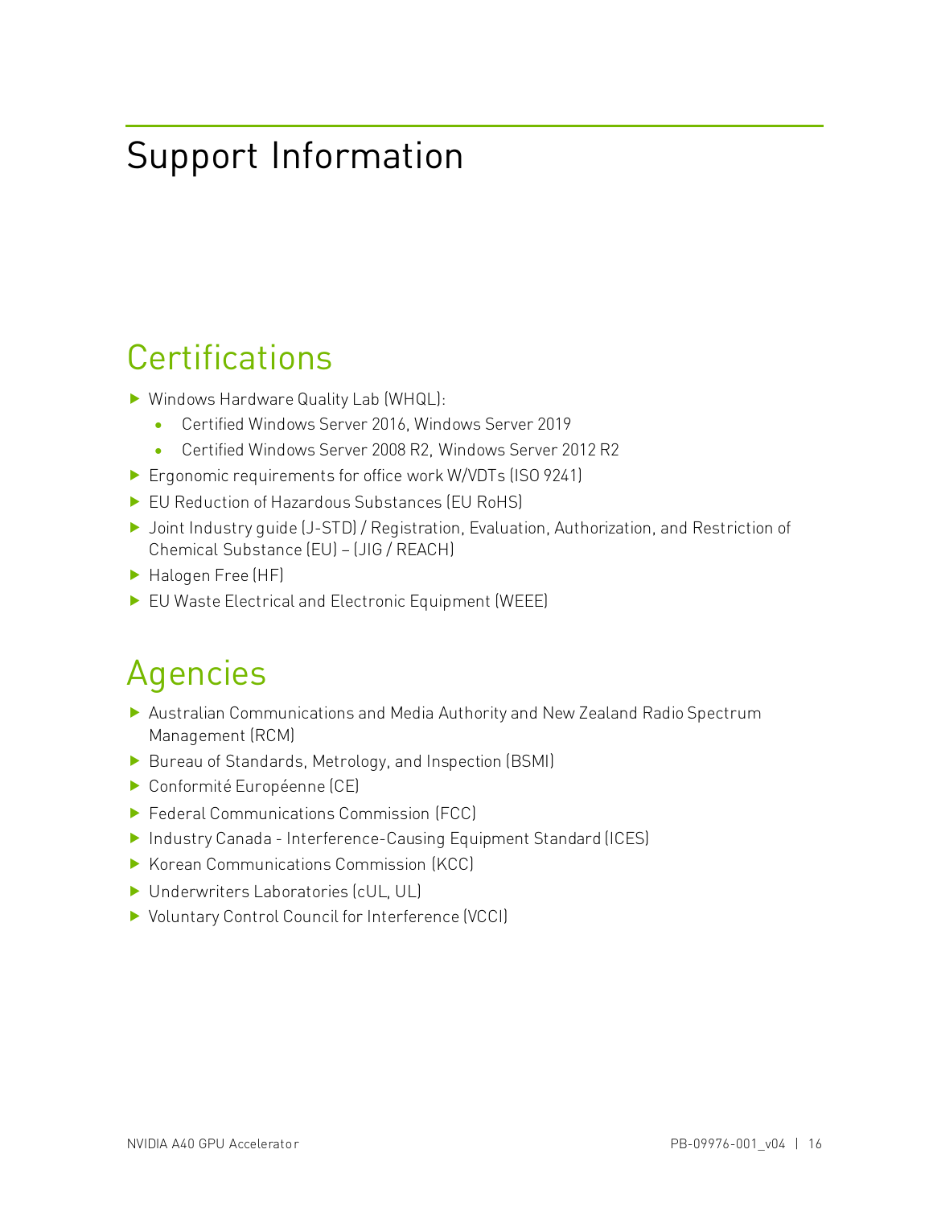# Support Information

## Certifications

- Windows Hardware Quality Lab (WHQL):
  - Certified Windows Server 2016, Windows Server 2019
  - Certified Windows Server 2008 R2, Windows Server 2012 R2
- Ergonomic requirements for office work W/VDTs (ISO 9241)
- EU Reduction of Hazardous Substances (EU RoHS)
- Joint Industry guide (J-STD) / Registration, Evaluation, Authorization, and Restriction of Chemical Substance (EU) – (JIG / REACH)
- Halogen Free (HF)
- EU Waste Electrical and Electronic Equipment (WEEE)

## Agencies

- Australian Communications and Media Authority and New Zealand Radio Spectrum Management (RCM)
- Bureau of Standards, Metrology, and Inspection (BSMI)
- Conformité Européenne (CE)
- Federal Communications Commission (FCC)
- Industry Canada - Interference-Causing Equipment Standard (ICES)
- Korean Communications Commission (KCC)
- Underwriters Laboratories (cUL, UL)
- Voluntary Control Council for Interference (VCCI)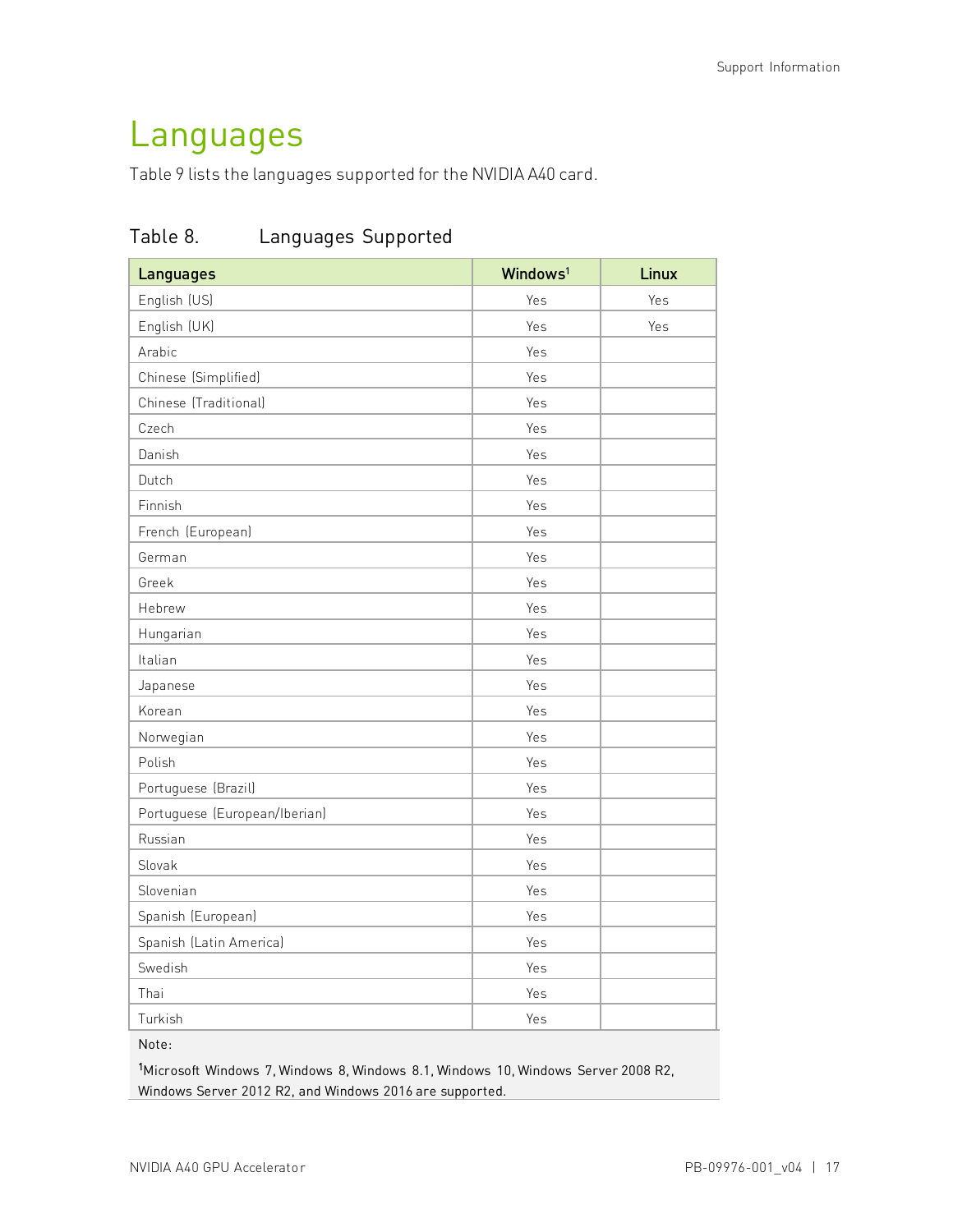# Languages

Table 9 lists the languages supported for the NVIDIA A40 card.

Table 8. Languages Supported

| Languages | Windows[1] | Linux |
|---|---|---|
| English (US) | Yes | Yes |
| English (UK) | Yes | Yes |
| Arabic | Yes | |
| Chinese (Simplified) | Yes | |
| Chinese (Traditional) | Yes | |
| Czech | Yes | |
| Danish | Yes | |
| Dutch | Yes | |
| Finnish | Yes | |
| French (European) | Yes | |
| German | Yes | |
| Greek | Yes | |
| Hebrew | Yes | |
| Hungarian | Yes | |
| Italian | Yes | |
| Japanese | Yes | |
| Korean | Yes | |
| Norwegian | Yes | |
| Polish | Yes | |
| Portuguese (Brazil) | Yes | |
| Portuguese (European/Iberian) | Yes | |
| Russian | Yes | |
| Slovak | Yes | |
| Slovenian | Yes | |
| Spanish (European) | Yes | |
| Spanish (Latin America) | Yes | |
| Swedish | Yes | |
| Thai | Yes | |
| Turkish | Yes | |

Note:

[1]Microsoft Windows 7, Windows 8, Windows 8.1, Windows 10, Windows Server 2008 R2, Windows Server 2012 R2, and Windows 2016 are supported.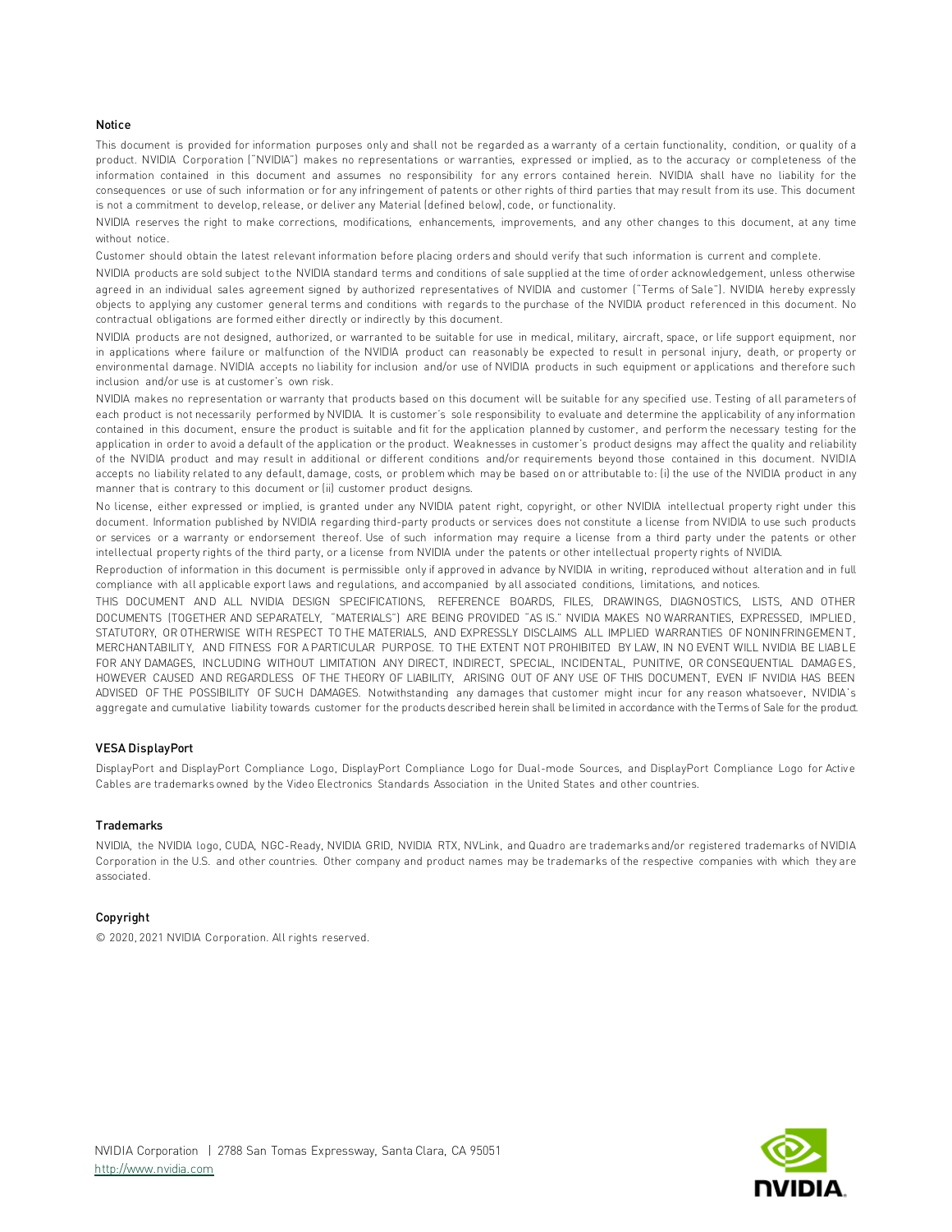### Notice

This document is provided for information purposes only and shall not be regarded as a warranty of a certain functionality, condition, or quality of a product. NVIDIA Corporation ("NVIDIA") makes no representations or warranties, expressed or implied, as to the accuracy or completeness of the information contained in this document and assumes no responsibility for any errors contained herein. NVIDIA shall have no liability for the consequences or use of such information or for any infringement of patents or other rights of third parties that may result from its use. This document is not a commitment to develop, release, or deliver any Material (defined below), code, or functionality.

NVIDIA reserves the right to make corrections, modifications, enhancements, improvements, and any other changes to this document, at any time without notice.

Customer should obtain the latest relevant information before placing orders and should verify that such information is current and complete.

NVIDIA products are sold subject to the NVIDIA standard terms and conditions of sale supplied at the time of order acknowledgement, unless otherwise agreed in an individual sales agreement signed by authorized representatives of NVIDIA and customer ("Terms of Sale"). NVIDIA hereby expressly objects to applying any customer general terms and conditions with regards to the purchase of the NVIDIA product referenced in this document. No contractual obligations are formed either directly or indirectly by this document.

NVIDIA products are not designed, authorized, or warranted to be suitable for use in medical, military, aircraft, space, or life support equipment, nor in applications where failure or malfunction of the NVIDIA product can reasonably be expected to result in personal injury, death, or property or environmental damage. NVIDIA accepts no liability for inclusion and/or use of NVIDIA products in such equipment or applications and therefore such inclusion and/or use is at customer's own risk.

NVIDIA makes no representation or warranty that products based on this document will be suitable for any specified use. Testing of all parameters of each product is not necessarily performed by NVIDIA. It is customer's sole responsibility to evaluate and determine the applicability of any information contained in this document, ensure the product is suitable and fit for the application planned by customer, and perform the necessary testing for the application in order to avoid a default of the application or the product. Weaknesses in customer's product designs may affect the quality and reliability of the NVIDIA product and may result in additional or different conditions and/or requirements beyond those contained in this document. NVIDIA accepts no liability related to any default, damage, costs, or problem which may be based on or attributable to: (i) the use of the NVIDIA product in any manner that is contrary to this document or (ii) customer product designs.

No license, either expressed or implied, is granted under any NVIDIA patent right, copyright, or other NVIDIA intellectual property right under this document. Information published by NVIDIA regarding third-party products or services does not constitute a license from NVIDIA to use such products or services or a warranty or endorsement thereof. Use of such information may require a license from a third party under the patents or other intellectual property rights of the third party, or a license from NVIDIA under the patents or other intellectual property rights of NVIDIA.

Reproduction of information in this document is permissible only if approved in advance by NVIDIA in writing, reproduced without alteration and in full compliance with all applicable export laws and regulations, and accompanied by all associated conditions, limitations, and notices.

THIS DOCUMENT AND ALL NVIDIA DESIGN SPECIFICATIONS, REFERENCE BOARDS, FILES, DRAWINGS, DIAGNOSTICS, LISTS, AND OTHER DOCUMENTS (TOGETHER AND SEPARATELY, "MATERIALS") ARE BEING PROVIDED "AS IS." NVIDIA MAKES NO WARRANTIES, EXPRESSED, IMPLIED, STATUTORY, OR OTHERWISE WITH RESPECT TO THE MATERIALS, AND EXPRESSLY DISCLAIMS ALL IMPLIED WARRANTIES OF NONINFRINGEMENT, MERCHANTABILITY, AND FITNESS FOR A PARTICULAR PURPOSE. TO THE EXTENT NOT PROHIBITED BY LAW, IN NO EVENT WILL NVIDIA BE LIABLE FOR ANY DAMAGES, INCLUDING WITHOUT LIMITATION ANY DIRECT, INDIRECT, SPECIAL, INCIDENTAL, PUNITIVE, OR CONSEQUENTIAL DAMAGES, HOWEVER CAUSED AND REGARDLESS OF THE THEORY OF LIABILITY, ARISING OUT OF ANY USE OF THIS DOCUMENT, EVEN IF NVIDIA HAS BEEN ADVISED OF THE POSSIBILITY OF SUCH DAMAGES. Notwithstanding any damages that customer might incur for any reason whatsoever, NVIDIA's aggregate and cumulative liability towards customer for the products described herein shall be limited in accordance with the Terms of Sale for the product.

### VESA DisplayPort

DisplayPort and DisplayPort Compliance Logo, DisplayPort Compliance Logo for Dual-mode Sources, and DisplayPort Compliance Logo for Active Cables are trademarks owned by the Video Electronics Standards Association in the United States and other countries.

### Trademarks

NVIDIA, the NVIDIA logo, CUDA, NGC-Ready, NVIDIA GRID, NVIDIA RTX, NVLink, and Quadro are trademarks and/or registered trademarks of NVIDIA Corporation in the U.S. and other countries. Other company and product names may be trademarks of the respective companies with which they are associated.

### Copyright

© 2020, 2021 NVIDIA Corporation. All rights reserved.

NVIDIA Corporation | 2788 San Tomas Expressway, Santa Clara, CA 95051
http://www.nvidia.com